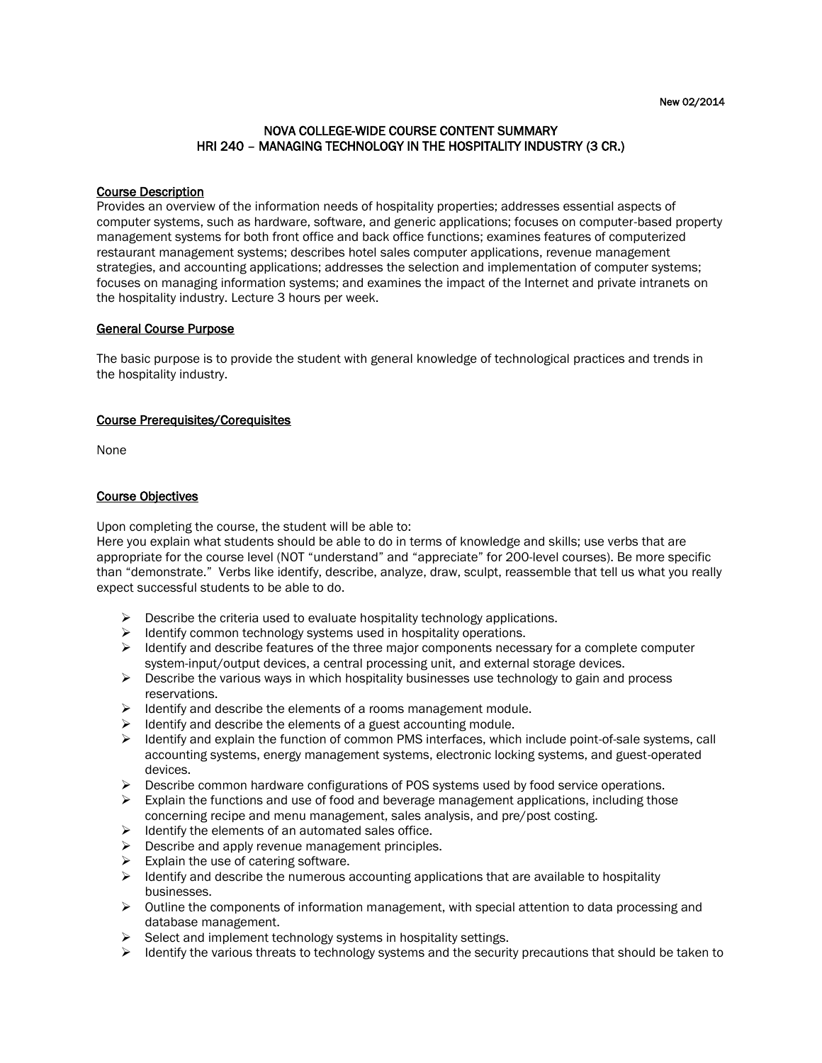New 02/2014

# NOVA COLLEGE-WIDE COURSE CONTENT SUMMARY
# HRI 240 – MANAGING TECHNOLOGY IN THE HOSPITALITY INDUSTRY (3 CR.)

## Course Description

Provides an overview of the information needs of hospitality properties; addresses essential aspects of computer systems, such as hardware, software, and generic applications; focuses on computer-based property management systems for both front office and back office functions; examines features of computerized restaurant management systems; describes hotel sales computer applications, revenue management strategies, and accounting applications; addresses the selection and implementation of computer systems; focuses on managing information systems; and examines the impact of the Internet and private intranets on the hospitality industry. Lecture 3 hours per week.

## General Course Purpose

The basic purpose is to provide the student with general knowledge of technological practices and trends in the hospitality industry.

## Course Prerequisites/Corequisites

None

## Course Objectives

Upon completing the course, the student will be able to:
Here you explain what students should be able to do in terms of knowledge and skills; use verbs that are appropriate for the course level (NOT "understand" and "appreciate" for 200-level courses). Be more specific than "demonstrate." Verbs like identify, describe, analyze, draw, sculpt, reassemble that tell us what you really expect successful students to be able to do.

- Describe the criteria used to evaluate hospitality technology applications.
- Identify common technology systems used in hospitality operations.
- Identify and describe features of the three major components necessary for a complete computer system-input/output devices, a central processing unit, and external storage devices.
- Describe the various ways in which hospitality businesses use technology to gain and process reservations.
- Identify and describe the elements of a rooms management module.
- Identify and describe the elements of a guest accounting module.
- Identify and explain the function of common PMS interfaces, which include point-of-sale systems, call accounting systems, energy management systems, electronic locking systems, and guest-operated devices.
- Describe common hardware configurations of POS systems used by food service operations.
- Explain the functions and use of food and beverage management applications, including those concerning recipe and menu management, sales analysis, and pre/post costing.
- Identify the elements of an automated sales office.
- Describe and apply revenue management principles.
- Explain the use of catering software.
- Identify and describe the numerous accounting applications that are available to hospitality businesses.
- Outline the components of information management, with special attention to data processing and database management.
- Select and implement technology systems in hospitality settings.
- Identify the various threats to technology systems and the security precautions that should be taken to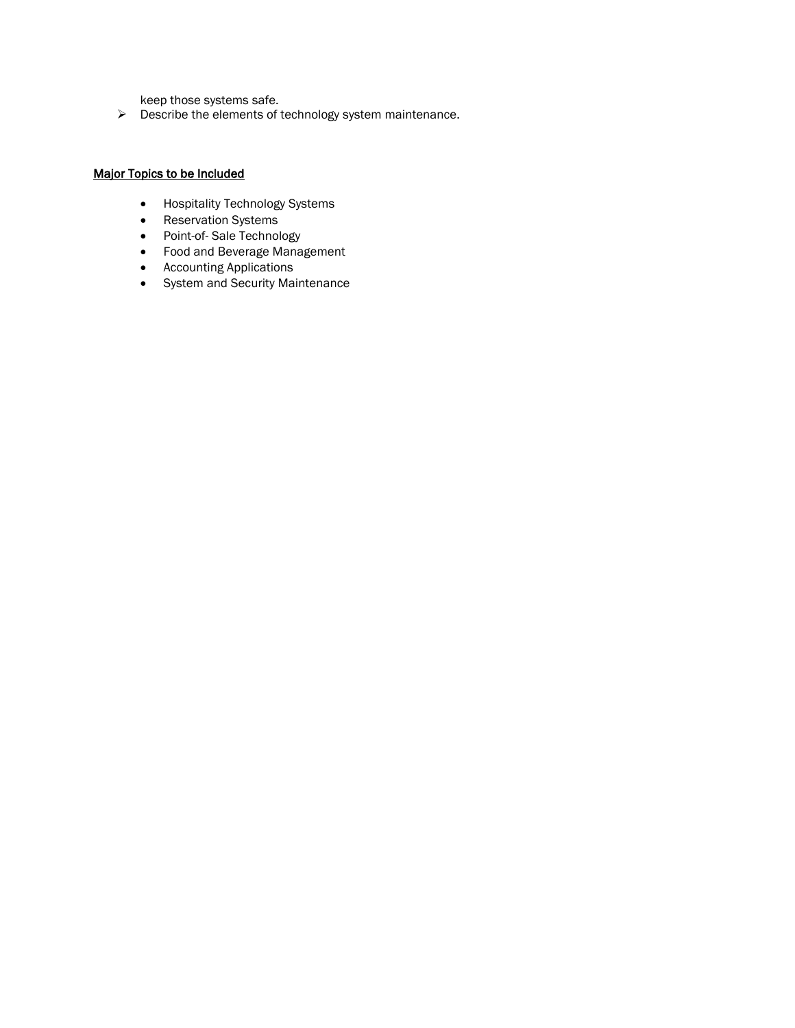keep those systems safe.

- Describe the elements of technology system maintenance.

Major Topics to be Included

- Hospitality Technology Systems
- Reservation Systems
- Point-of- Sale Technology
- Food and Beverage Management
- Accounting Applications
- System and Security Maintenance